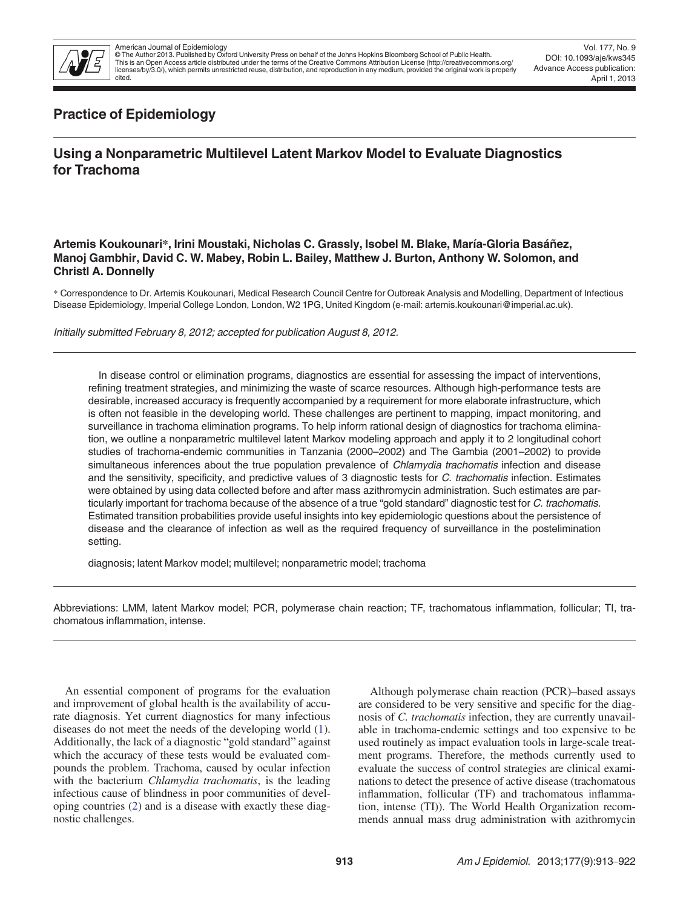American Journal of Epidemiology
© The Author 2013. Published by Oxford University Press on behalf of the Johns Hopkins Bloomberg School of Public Health. This is an Open Access article distributed under the terms of the Creative Commons Attribution License (http://creativecommons.org/licenses/by/3.0/), which permits unrestricted reuse, distribution, and reproduction in any medium, provided the original work is properly cited.

Vol. 177, No. 9
DOI: 10.1093/aje/kws345
Advance Access publication: April 1, 2013

## Practice of Epidemiology

# Using a Nonparametric Multilevel Latent Markov Model to Evaluate Diagnostics for Trachoma

**Artemis Koukounari\*, Irini Moustaki, Nicholas C. Grassly, Isobel M. Blake, María-Gloria Basáñez, Manoj Gambhir, David C. W. Mabey, Robin L. Bailey, Matthew J. Burton, Anthony W. Solomon, and Christl A. Donnelly**

\* Correspondence to Dr. Artemis Koukounari, Medical Research Council Centre for Outbreak Analysis and Modelling, Department of Infectious Disease Epidemiology, Imperial College London, London, W2 1PG, United Kingdom (e-mail: artemis.koukounari@imperial.ac.uk).

*Initially submitted February 8, 2012; accepted for publication August 8, 2012.*

In disease control or elimination programs, diagnostics are essential for assessing the impact of interventions, refining treatment strategies, and minimizing the waste of scarce resources. Although high-performance tests are desirable, increased accuracy is frequently accompanied by a requirement for more elaborate infrastructure, which is often not feasible in the developing world. These challenges are pertinent to mapping, impact monitoring, and surveillance in trachoma elimination programs. To help inform rational design of diagnostics for trachoma elimination, we outline a nonparametric multilevel latent Markov modeling approach and apply it to 2 longitudinal cohort studies of trachoma-endemic communities in Tanzania (2000–2002) and The Gambia (2001–2002) to provide simultaneous inferences about the true population prevalence of *Chlamydia trachomatis* infection and disease and the sensitivity, specificity, and predictive values of 3 diagnostic tests for *C. trachomatis* infection. Estimates were obtained by using data collected before and after mass azithromycin administration. Such estimates are particularly important for trachoma because of the absence of a true "gold standard" diagnostic test for *C. trachomatis*. Estimated transition probabilities provide useful insights into key epidemiologic questions about the persistence of disease and the clearance of infection as well as the required frequency of surveillance in the postelimination setting.

diagnosis; latent Markov model; multilevel; nonparametric model; trachoma

Abbreviations: LMM, latent Markov model; PCR, polymerase chain reaction; TF, trachomatous inflammation, follicular; TI, trachomatous inflammation, intense.

An essential component of programs for the evaluation and improvement of global health is the availability of accurate diagnosis. Yet current diagnostics for many infectious diseases do not meet the needs of the developing world (1). Additionally, the lack of a diagnostic "gold standard" against which the accuracy of these tests would be evaluated compounds the problem. Trachoma, caused by ocular infection with the bacterium *Chlamydia trachomatis*, is the leading infectious cause of blindness in poor communities of developing countries (2) and is a disease with exactly these diagnostic challenges.

Although polymerase chain reaction (PCR)–based assays are considered to be very sensitive and specific for the diagnosis of *C. trachomatis* infection, they are currently unavailable in trachoma-endemic settings and too expensive to be used routinely as impact evaluation tools in large-scale treatment programs. Therefore, the methods currently used to evaluate the success of control strategies are clinical examinations to detect the presence of active disease (trachomatous inflammation, follicular (TF) and trachomatous inflammation, intense (TI)). The World Health Organization recommends annual mass drug administration with azithromycin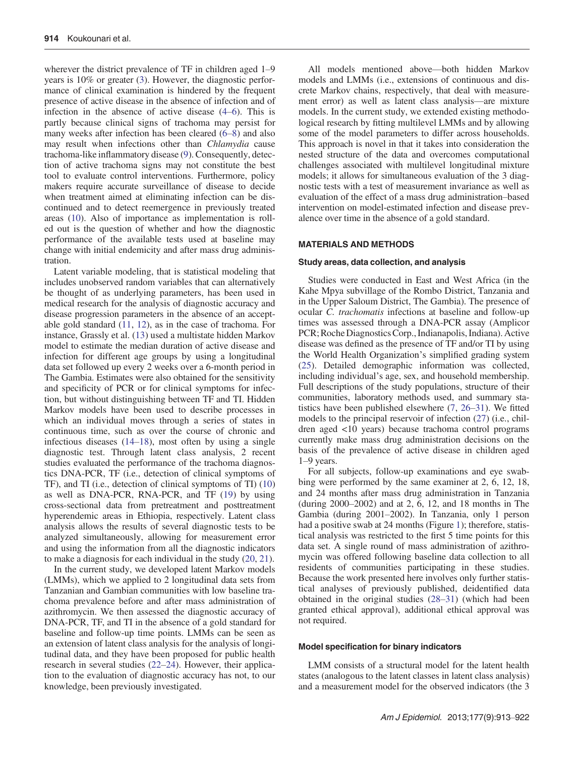wherever the district prevalence of TF in children aged 1–9 years is 10% or greater (3). However, the diagnostic performance of clinical examination is hindered by the frequent presence of active disease in the absence of infection and of infection in the absence of active disease (4–6). This is partly because clinical signs of trachoma may persist for many weeks after infection has been cleared (6–8) and also may result when infections other than *Chlamydia* cause trachoma-like inflammatory disease (9). Consequently, detection of active trachoma signs may not constitute the best tool to evaluate control interventions. Furthermore, policy makers require accurate surveillance of disease to decide when treatment aimed at eliminating infection can be discontinued and to detect reemergence in previously treated areas (10). Also of importance as implementation is rolled out is the question of whether and how the diagnostic performance of the available tests used at baseline may change with initial endemicity and after mass drug administration.

Latent variable modeling, that is statistical modeling that includes unobserved random variables that can alternatively be thought of as underlying parameters, has been used in medical research for the analysis of diagnostic accuracy and disease progression parameters in the absence of an acceptable gold standard (11, 12), as in the case of trachoma. For instance, Grassly et al. (13) used a multistate hidden Markov model to estimate the median duration of active disease and infection for different age groups by using a longitudinal data set followed up every 2 weeks over a 6-month period in The Gambia. Estimates were also obtained for the sensitivity and specificity of PCR or for clinical symptoms for infection, but without distinguishing between TF and TI. Hidden Markov models have been used to describe processes in which an individual moves through a series of states in continuous time, such as over the course of chronic and infectious diseases (14–18), most often by using a single diagnostic test. Through latent class analysis, 2 recent studies evaluated the performance of the trachoma diagnostics DNA-PCR, TF (i.e., detection of clinical symptoms of TF), and TI (i.e., detection of clinical symptoms of TI) (10) as well as DNA-PCR, RNA-PCR, and TF (19) by using cross-sectional data from pretreatment and posttreatment hyperendemic areas in Ethiopia, respectively. Latent class analysis allows the results of several diagnostic tests to be analyzed simultaneously, allowing for measurement error and using the information from all the diagnostic indicators to make a diagnosis for each individual in the study (20, 21).

In the current study, we developed latent Markov models (LMMs), which we applied to 2 longitudinal data sets from Tanzanian and Gambian communities with low baseline trachoma prevalence before and after mass administration of azithromycin. We then assessed the diagnostic accuracy of DNA-PCR, TF, and TI in the absence of a gold standard for baseline and follow-up time points. LMMs can be seen as an extension of latent class analysis for the analysis of longitudinal data, and they have been proposed for public health research in several studies (22–24). However, their application to the evaluation of diagnostic accuracy has not, to our knowledge, been previously investigated.

All models mentioned above—both hidden Markov models and LMMs (i.e., extensions of continuous and discrete Markov chains, respectively, that deal with measurement error) as well as latent class analysis—are mixture models. In the current study, we extended existing methodological research by fitting multilevel LMMs and by allowing some of the model parameters to differ across households. This approach is novel in that it takes into consideration the nested structure of the data and overcomes computational challenges associated with multilevel longitudinal mixture models; it allows for simultaneous evaluation of the 3 diagnostic tests with a test of measurement invariance as well as evaluation of the effect of a mass drug administration–based intervention on model-estimated infection and disease prevalence over time in the absence of a gold standard.

## MATERIALS AND METHODS

### Study areas, data collection, and analysis

Studies were conducted in East and West Africa (in the Kahe Mpya subvillage of the Rombo District, Tanzania and in the Upper Saloum District, The Gambia). The presence of ocular *C. trachomatis* infections at baseline and follow-up times was assessed through a DNA-PCR assay (Amplicor PCR; Roche Diagnostics Corp., Indianapolis, Indiana). Active disease was defined as the presence of TF and/or TI by using the World Health Organization's simplified grading system (25). Detailed demographic information was collected, including individual's age, sex, and household membership. Full descriptions of the study populations, structure of their communities, laboratory methods used, and summary statistics have been published elsewhere (7, 26–31). We fitted models to the principal reservoir of infection (27) (i.e., children aged <10 years) because trachoma control programs currently make mass drug administration decisions on the basis of the prevalence of active disease in children aged 1–9 years.

For all subjects, follow-up examinations and eye swabbing were performed by the same examiner at 2, 6, 12, 18, and 24 months after mass drug administration in Tanzania (during 2000–2002) and at 2, 6, 12, and 18 months in The Gambia (during 2001–2002). In Tanzania, only 1 person had a positive swab at 24 months (Figure 1); therefore, statistical analysis was restricted to the first 5 time points for this data set. A single round of mass administration of azithromycin was offered following baseline data collection to all residents of communities participating in these studies. Because the work presented here involves only further statistical analyses of previously published, deidentified data obtained in the original studies (28–31) (which had been granted ethical approval), additional ethical approval was not required.

### Model specification for binary indicators

LMM consists of a structural model for the latent health states (analogous to the latent classes in latent class analysis) and a measurement model for the observed indicators (the 3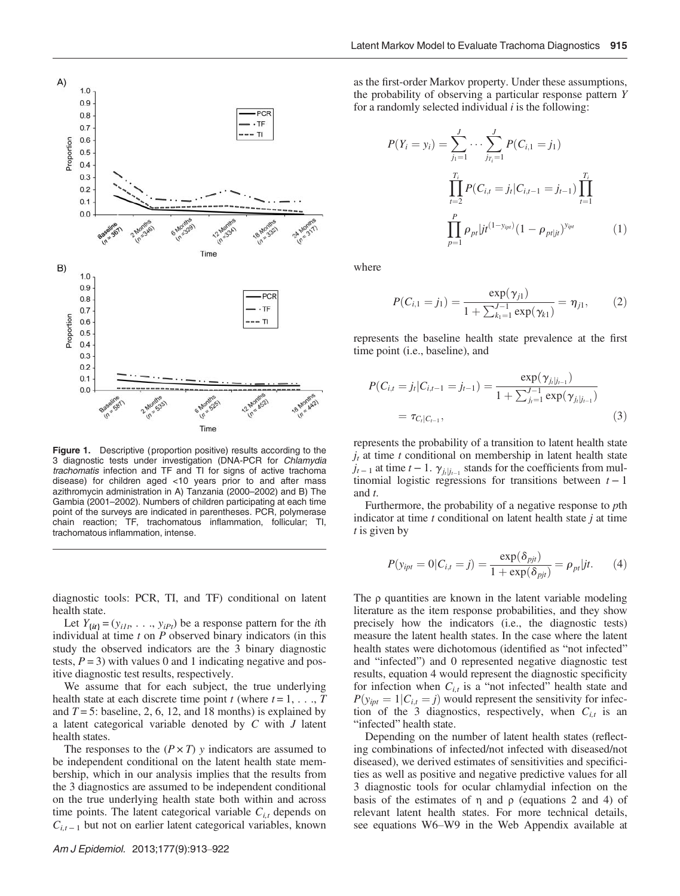Figure 1. Descriptive (proportion positive) results according to the 3 diagnostic tests under investigation (DNA-PCR for *Chlamydia trachomatis* infection and TF and TI for signs of active trachoma disease) for children aged <10 years prior to and after mass azithromycin administration in A) Tanzania (2000–2002) and B) The Gambia (2001–2002). Numbers of children participating at each time point of the surveys are indicated in parentheses. PCR, polymerase chain reaction; TF, trachomatous inflammation, follicular; TI, trachomatous inflammation, intense.

diagnostic tools: PCR, TI, and TF) conditional on latent health state.

Let $Y_{\{it\}} = (y_{i1t}, \ldots, y_{iPt})$ be a response pattern for the $i$th individual at time $t$ on $P$ observed binary indicators (in this study the observed indicators are the 3 binary diagnostic tests, $P = 3$) with values 0 and 1 indicating negative and positive diagnostic test results, respectively.

We assume that for each subject, the true underlying health state at each discrete time point $t$ (where $t = 1, \ldots, T$ and $T = 5$: baseline, 2, 6, 12, and 18 months) is explained by a latent categorical variable denoted by $C$ with $J$ latent health states.

The responses to the $(P \times T)$ $y$ indicators are assumed to be independent conditional on the latent health state membership, which in our analysis implies that the results from the 3 diagnostics are assumed to be independent conditional on the true underlying health state both within and across time points. The latent categorical variable $C_{i,t}$ depends on $C_{i,t-1}$ but not on earlier latent categorical variables, known as the first-order Markov property. Under these assumptions, the probability of observing a particular response pattern $Y$ for a randomly selected individual $i$ is the following:

$$P(Y_i = y_i) = \sum_{j_1=1}^{J} \cdots \sum_{j_{T_i}=1}^{J} P(C_{i,1} = j_1) \prod_{t=2}^{T_i} P(C_{i,t} = j_t | C_{i,t-1} = j_{t-1}) \prod_{t=1}^{T_i} \prod_{p=1}^{P} \rho_{pt}|jt^{(1-y_{ipt})}(1 - \rho_{pt|jt})^{y_{ipt}} \quad (1)$$

where

$$P(C_{i,1} = j_1) = \frac{\exp(\gamma_{j1})}{1 + \sum_{k_1=1}^{J-1} \exp(\gamma_{k1})} = \eta_{j1}, \quad (2)$$

represents the baseline health state prevalence at the first time point (i.e., baseline), and

$$P(C_{i,t} = j_t | C_{i,t-1} = j_{t-1}) = \frac{\exp(\gamma_{j_t|j_{t-1}})}{1 + \sum_{j_t=1}^{J-1} \exp(\gamma_{j_t|j_{t-1}})} = \tau_{C_t|C_{t-1}}, \quad (3)$$

represents the probability of a transition to latent health state $j_t$ at time $t$ conditional on membership in latent health state $j_{t-1}$ at time $t-1$. $\gamma_{j_t|j_{t-1}}$ stands for the coefficients from multinomial logistic regressions for transitions between $t-1$ and $t$.

Furthermore, the probability of a negative response to $p$th indicator at time $t$ conditional on latent health state $j$ at time $t$ is given by

$$P(y_{ipt} = 0 | C_{i,t} = j) = \frac{\exp(\delta_{pjt})}{1 + \exp(\delta_{pjt})} = \rho_{pt}|jt. \quad (4)$$

The ρ quantities are known in the latent variable modeling literature as the item response probabilities, and they show precisely how the indicators (i.e., the diagnostic tests) measure the latent health states. In the case where the latent health states were dichotomous (identified as "not infected" and "infected") and 0 represented negative diagnostic test results, equation 4 would represent the diagnostic specificity for infection when $C_{i,t}$ is a "not infected" health state and $P(y_{ipt} = 1 | C_{i,t} = j)$ would represent the sensitivity for infection of the 3 diagnostics, respectively, when $C_{i,t}$ is an "infected" health state.

Depending on the number of latent health states (reflecting combinations of infected/not infected with diseased/not diseased), we derived estimates of sensitivities and specificities as well as positive and negative predictive values for all 3 diagnostic tools for ocular chlamydial infection on the basis of the estimates of η and ρ (equations 2 and 4) of relevant latent health states. For more technical details, see equations W6–W9 in the Web Appendix available at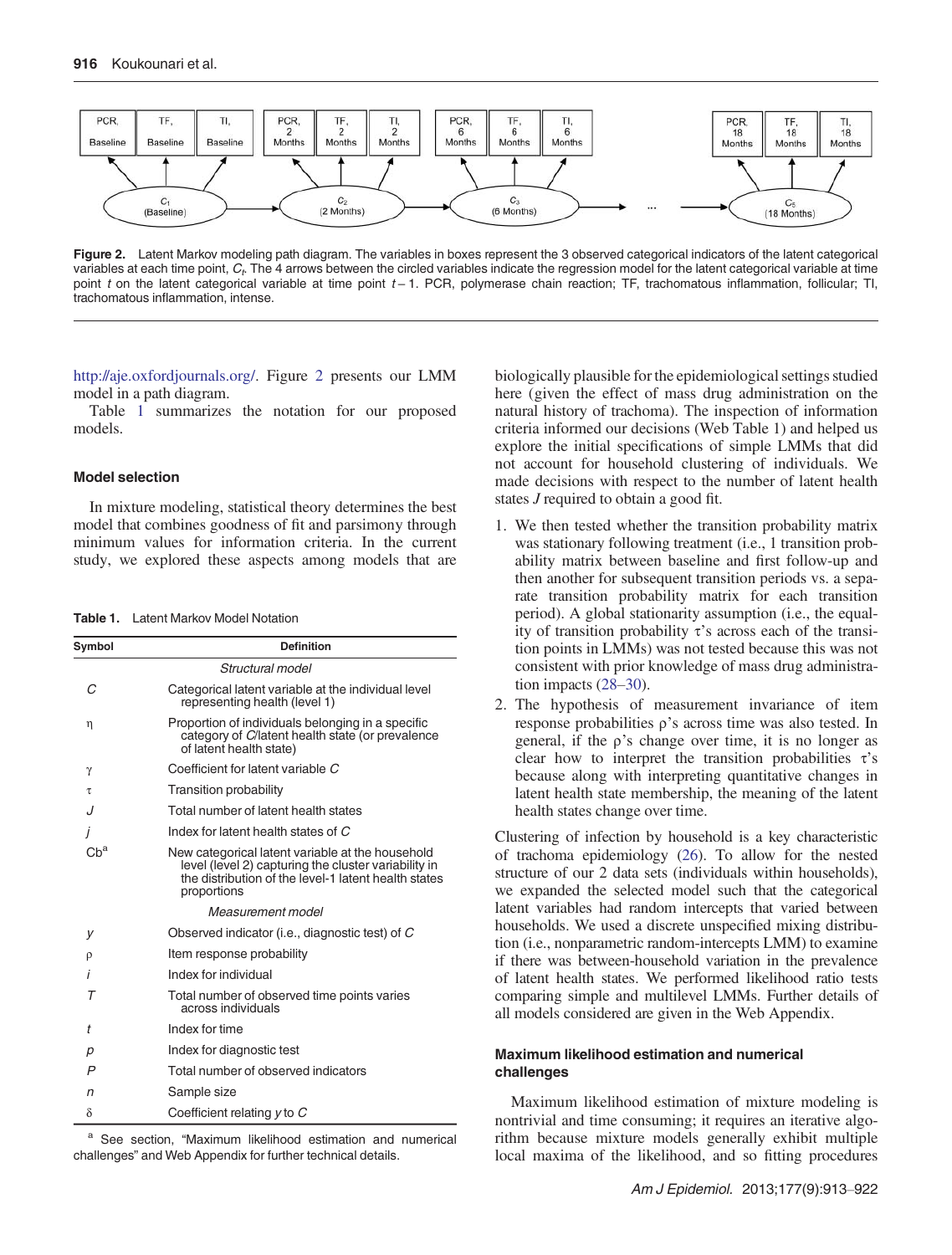Figure 2. Latent Markov modeling path diagram. The variables in boxes represent the 3 observed categorical indicators of the latent categorical variables at each time point, $C_t$. The 4 arrows between the circled variables indicate the regression model for the latent categorical variable at time point $t$ on the latent categorical variable at time point $t-1$. PCR, polymerase chain reaction; TF, trachomatous inflammation, follicular; TI, trachomatous inflammation, intense.

http://aje.oxfordjournals.org/. Figure 2 presents our LMM model in a path diagram.

Table 1 summarizes the notation for our proposed models.

### Model selection

In mixture modeling, statistical theory determines the best model that combines goodness of fit and parsimony through minimum values for information criteria. In the current study, we explored these aspects among models that are biologically plausible for the epidemiological settings studied here (given the effect of mass drug administration on the natural history of trachoma). The inspection of information criteria informed our decisions (Web Table 1) and helped us explore the initial specifications of simple LMMs that did not account for household clustering of individuals. We made decisions with respect to the number of latent health states $J$ required to obtain a good fit.

1. We then tested whether the transition probability matrix was stationary following treatment (i.e., 1 transition probability matrix between baseline and first follow-up and then another for subsequent transition periods vs. a separate transition probability matrix for each transition period). A global stationarity assumption (i.e., the equality of transition probability $\tau$'s across each of the transition points in LMMs) was not tested because this was not consistent with prior knowledge of mass drug administration impacts (28–30).
2. The hypothesis of measurement invariance of item response probabilities $\rho$'s across time was also tested. In general, if the $\rho$'s change over time, it is no longer as clear how to interpret the transition probabilities $\tau$'s because along with interpreting quantitative changes in latent health state membership, the meaning of the latent health states change over time.

Clustering of infection by household is a key characteristic of trachoma epidemiology (26). To allow for the nested structure of our 2 data sets (individuals within households), we expanded the selected model such that the categorical latent variables had random intercepts that varied between households. We used a discrete unspecified mixing distribution (i.e., nonparametric random-intercepts LMM) to examine if there was between-household variation in the prevalence of latent health states. We performed likelihood ratio tests comparing simple and multilevel LMMs. Further details of all models considered are given in the Web Appendix.

Table 1. Latent Markov Model Notation

| Symbol | Definition |
|---|---|
| | *Structural model* |
| $C$ | Categorical latent variable at the individual level representing health (level 1) |
| $\eta$ | Proportion of individuals belonging in a specific category of $C$/latent health state (or prevalence of latent health state) |
| $\gamma$ | Coefficient for latent variable $C$ |
| $\tau$ | Transition probability |
| $J$ | Total number of latent health states |
| $j$ | Index for latent health states of $C$ |
| $Cb$[a] | New categorical latent variable at the household level (level 2) capturing the cluster variability in the distribution of the level-1 latent health states proportions |
| | *Measurement model* |
| $y$ | Observed indicator (i.e., diagnostic test) of $C$ |
| $\rho$ | Item response probability |
| $i$ | Index for individual |
| $T$ | Total number of observed time points varies across individuals |
| $t$ | Index for time |
| $p$ | Index for diagnostic test |
| $P$ | Total number of observed indicators |
| $n$ | Sample size |
| $\delta$ | Coefficient relating $y$ to $C$ |

[a] See section, "Maximum likelihood estimation and numerical challenges" and Web Appendix for further technical details.

### Maximum likelihood estimation and numerical challenges

Maximum likelihood estimation of mixture modeling is nontrivial and time consuming; it requires an iterative algorithm because mixture models generally exhibit multiple local maxima of the likelihood, and so fitting procedures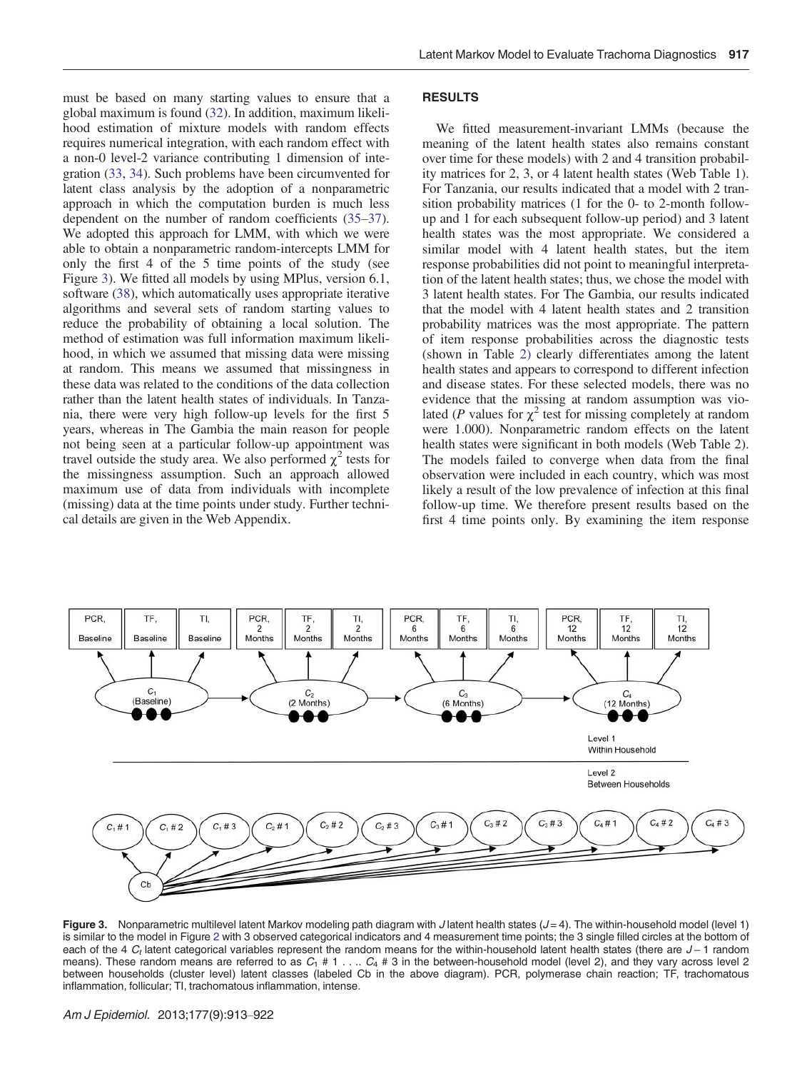must be based on many starting values to ensure that a global maximum is found (32). In addition, maximum likelihood estimation of mixture models with random effects requires numerical integration, with each random effect with a non-0 level-2 variance contributing 1 dimension of integration (33, 34). Such problems have been circumvented for latent class analysis by the adoption of a nonparametric approach in which the computation burden is much less dependent on the number of random coefficients (35–37). We adopted this approach for LMM, with which we were able to obtain a nonparametric random-intercepts LMM for only the first 4 of the 5 time points of the study (see Figure 3). We fitted all models by using MPlus, version 6.1, software (38), which automatically uses appropriate iterative algorithms and several sets of random starting values to reduce the probability of obtaining a local solution. The method of estimation was full information maximum likelihood, in which we assumed that missing data were missing at random. This means we assumed that missingness in these data was related to the conditions of the data collection rather than the latent health states of individuals. In Tanzania, there were very high follow-up levels for the first 5 years, whereas in The Gambia the main reason for people not being seen at a particular follow-up appointment was travel outside the study area. We also performed $\chi^2$ tests for the missingness assumption. Such an approach allowed maximum use of data from individuals with incomplete (missing) data at the time points under study. Further technical details are given in the Web Appendix.

## RESULTS

We fitted measurement-invariant LMMs (because the meaning of the latent health states also remains constant over time for these models) with 2 and 4 transition probability matrices for 2, 3, or 4 latent health states (Web Table 1). For Tanzania, our results indicated that a model with 2 transition probability matrices (1 for the 0- to 2-month follow-up and 1 for each subsequent follow-up period) and 3 latent health states was the most appropriate. We considered a similar model with 4 latent health states, but the item response probabilities did not point to meaningful interpretation of the latent health states; thus, we chose the model with 3 latent health states. For The Gambia, our results indicated that the model with 4 latent health states and 2 transition probability matrices was the most appropriate. The pattern of item response probabilities across the diagnostic tests (shown in Table 2) clearly differentiates among the latent health states and appears to correspond to different infection and disease states. For these selected models, there was no evidence that the missing at random assumption was violated ($P$ values for $\chi^2$ test for missing completely at random were 1.000). Nonparametric random effects on the latent health states were significant in both models (Web Table 2). The models failed to converge when data from the final observation were included in each country, which was most likely a result of the low prevalence of infection at this final follow-up time. We therefore present results based on the first 4 time points only. By examining the item response

**Figure 3.** Nonparametric multilevel latent Markov modeling path diagram with $J$ latent health states ($J = 4$). The within-household model (level 1) is similar to the model in Figure 2 with 3 observed categorical indicators and 4 measurement time points; the 3 single filled circles at the bottom of each of the 4 $C_t$ latent categorical variables represent the random means for the within-household latent health states (there are $J - 1$ random means). These random means are referred to as $C_1$ # 1 . . .. $C_4$ # 3 in the between-household model (level 2), and they vary across level 2 between households (cluster level) latent classes (labeled Cb in the above diagram). PCR, polymerase chain reaction; TF, trachomatous inflammation, follicular; TI, trachomatous inflammation, intense.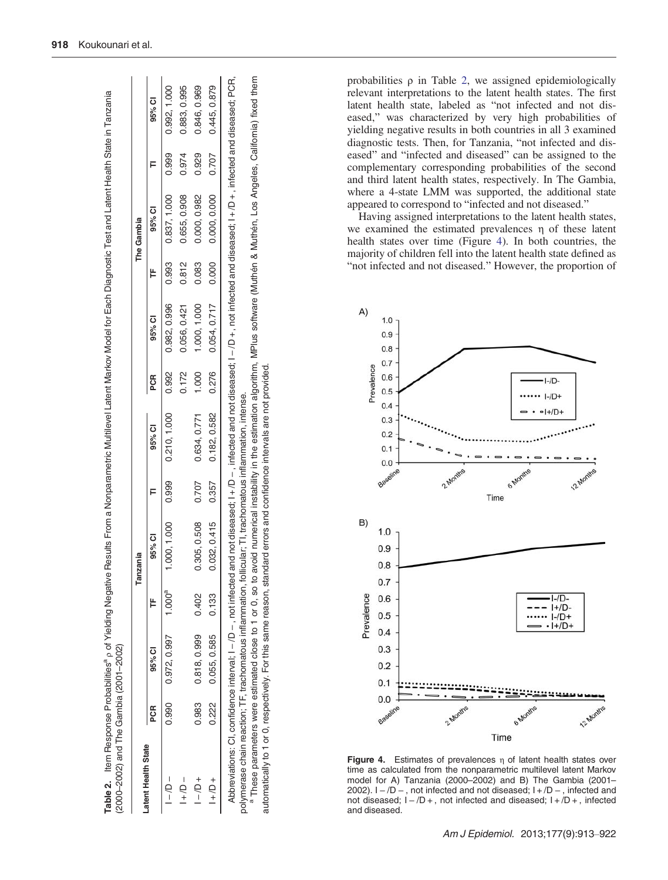**Table 2.** Item Response Probabilities[a] ρ of Yielding Negative Results From a Nonparametric Multilevel Latent Markov Model for Each Diagnostic Test and Latent Health State in Tanzania (2000–2002) and The Gambia (2001–2002)

| Latent Health State | Tanzania | | | | | | The Gambia | | | | | |
|---|---|---|---|---|---|---|---|---|---|---|---|---|
| | PCR | 95% CI | TF | 95% CI | TI | 95% CI | PCR | 95% CI | TF | 95% CI | TI | 95% CI |
| I−/D− | 0.990 | 0.972, 0.997 | 1.000[a] | 1.000, 1.000 | 0.999 | 0.210, 1.000 | 0.992 | 0.982, 0.996 | 0.993 | 0.837, 1.000 | 0.999 | 0.992, 1.000 |
| I+/D− | | | | | | | 0.172 | 0.056, 0.421 | 0.812 | 0.655, 0.908 | 0.974 | 0.883, 0.995 |
| I−/D+ | 0.983 | 0.818, 0.999 | 0.402 | 0.305, 0.508 | 0.707 | 0.634, 0.771 | 1.000 | 1.000, 1.000 | 0.083 | 0.000, 0.982 | 0.929 | 0.846, 0.969 |
| I+/D+ | 0.222 | 0.055, 0.585 | 0.133 | 0.032, 0.415 | 0.357 | 0.182, 0.582 | 0.276 | 0.054, 0.717 | 0.000 | 0.000, 0.000 | 0.707 | 0.445, 0.879 |

Abbreviations: CI, confidence interval; I−/D−, not infected and not diseased; I+/D−, infected and not diseased; I−/D+, not infected and diseased; I+/D+, infected and diseased; PCR, polymerase chain reaction; TF, trachomatous inflammation, follicular; TI, trachomatous inflammation, intense.

[a] These parameters were estimated close to 1 or 0, so to avoid numerical instability in the estimation algorithm, MPlus software (Muthén & Muthén, Los Angeles, California) fixed them automatically to 1 or 0, respectively. For this same reason, standard errors and confidence intervals are not provided.

probabilities ρ in Table 2, we assigned epidemiologically relevant interpretations to the latent health states. The first latent health state, labeled as "not infected and not diseased," was characterized by very high probabilities of yielding negative results in both countries in all 3 examined diagnostic tests. Then, for Tanzania, "not infected and diseased" and "infected and diseased" can be assigned to the complementary corresponding probabilities of the second and third latent health states, respectively. In The Gambia, where a 4-state LMM was supported, the additional state appeared to correspond to "infected and not diseased."

Having assigned interpretations to the latent health states, we examined the estimated prevalences η of these latent health states over time (Figure 4). In both countries, the majority of children fell into the latent health state defined as "not infected and not diseased." However, the proportion of

**Figure 4.** Estimates of prevalences η of latent health states over time as calculated from the nonparametric multilevel latent Markov model for A) Tanzania (2000–2002) and B) The Gambia (2001–2002). I−/D−, not infected and not diseased; I+/D−, infected and not diseased; I−/D+, not infected and diseased; I+/D+, infected and diseased.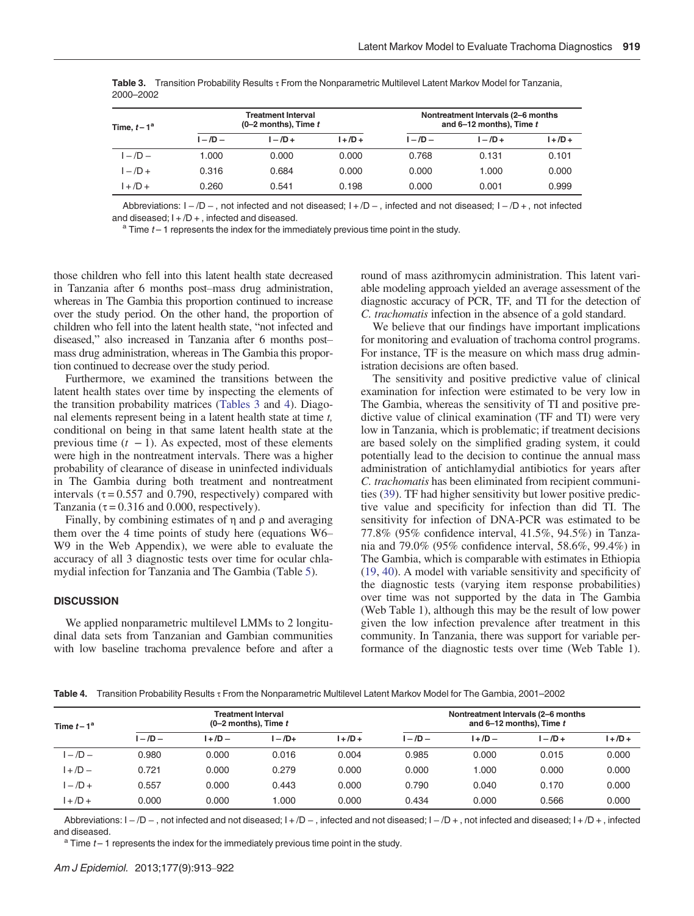**Table 3.** Transition Probability Results τ From the Nonparametric Multilevel Latent Markov Model for Tanzania, 2000–2002

| Time, $t-1$[a] | Treatment Interval (0–2 months), Time $t$ | | | Nontreatment Intervals (2–6 months and 6–12 months), Time $t$ | | |
|---|---|---|---|---|---|---|
| | I−/D− | I−/D+ | I+/D+ | I−/D− | I−/D+ | I+/D+ |
| I−/D− | 1.000 | 0.000 | 0.000 | 0.768 | 0.131 | 0.101 |
| I−/D+ | 0.316 | 0.684 | 0.000 | 0.000 | 1.000 | 0.000 |
| I+/D+ | 0.260 | 0.541 | 0.198 | 0.000 | 0.001 | 0.999 |

Abbreviations: I−/D−, not infected and not diseased; I+/D−, infected and not diseased; I−/D+, not infected and diseased; I+/D+, infected and diseased.

[a] Time $t-1$ represents the index for the immediately previous time point in the study.

those children who fell into this latent health state decreased in Tanzania after 6 months post–mass drug administration, whereas in The Gambia this proportion continued to increase over the study period. On the other hand, the proportion of children who fell into the latent health state, "not infected and diseased," also increased in Tanzania after 6 months post–mass drug administration, whereas in The Gambia this proportion continued to decrease over the study period.

Furthermore, we examined the transitions between the latent health states over time by inspecting the elements of the transition probability matrices (Tables 3 and 4). Diagonal elements represent being in a latent health state at time $t$, conditional on being in that same latent health state at the previous time ($t-1$). As expected, most of these elements were high in the nontreatment intervals. There was a higher probability of clearance of disease in uninfected individuals in The Gambia during both treatment and nontreatment intervals ($\tau = 0.557$ and $0.790$, respectively) compared with Tanzania ($\tau = 0.316$ and $0.000$, respectively).

Finally, by combining estimates of η and ρ and averaging them over the 4 time points of study here (equations W6–W9 in the Web Appendix), we were able to evaluate the accuracy of all 3 diagnostic tests over time for ocular chlamydial infection for Tanzania and The Gambia (Table 5).

## DISCUSSION

We applied nonparametric multilevel LMMs to 2 longitudinal data sets from Tanzanian and Gambian communities with low baseline trachoma prevalence before and after a round of mass azithromycin administration. This latent variable modeling approach yielded an average assessment of the diagnostic accuracy of PCR, TF, and TI for the detection of *C. trachomatis* infection in the absence of a gold standard.

We believe that our findings have important implications for monitoring and evaluation of trachoma control programs. For instance, TF is the measure on which mass drug administration decisions are often based.

The sensitivity and positive predictive value of clinical examination for infection were estimated to be very low in The Gambia, whereas the sensitivity of TI and positive predictive value of clinical examination (TF and TI) were very low in Tanzania, which is problematic; if treatment decisions are based solely on the simplified grading system, it could potentially lead to the decision to continue the annual mass administration of antichlamydial antibiotics for years after *C. trachomatis* has been eliminated from recipient communities (39). TF had higher sensitivity but lower positive predictive value and specificity for infection than did TI. The sensitivity for infection of DNA-PCR was estimated to be 77.8% (95% confidence interval, 41.5%, 94.5%) in Tanzania and 79.0% (95% confidence interval, 58.6%, 99.4%) in The Gambia, which is comparable with estimates in Ethiopia (19, 40). A model with variable sensitivity and specificity of the diagnostic tests (varying item response probabilities) over time was not supported by the data in The Gambia (Web Table 1), although this may be the result of low power given the low infection prevalence after treatment in this community. In Tanzania, there was support for variable performance of the diagnostic tests over time (Web Table 1).

**Table 4.** Transition Probability Results τ From the Nonparametric Multilevel Latent Markov Model for The Gambia, 2001–2002

| Time $t-1$[a] | Treatment Interval (0–2 months), Time $t$ | | | | Nontreatment Intervals (2–6 months and 6–12 months), Time $t$ | | | |
|---|---|---|---|---|---|---|---|---|
| | I−/D− | I+/D− | I−/D+ | I+/D+ | I−/D− | I+/D− | I−/D+ | I+/D+ |
| I−/D− | 0.980 | 0.000 | 0.016 | 0.004 | 0.985 | 0.000 | 0.015 | 0.000 |
| I+/D− | 0.721 | 0.000 | 0.279 | 0.000 | 0.000 | 1.000 | 0.000 | 0.000 |
| I−/D+ | 0.557 | 0.000 | 0.443 | 0.000 | 0.790 | 0.040 | 0.170 | 0.000 |
| I+/D+ | 0.000 | 0.000 | 1.000 | 0.000 | 0.434 | 0.000 | 0.566 | 0.000 |

Abbreviations: I−/D−, not infected and not diseased; I+/D−, infected and not diseased; I−/D+, not infected and diseased; I+/D+, infected and diseased.

[a] Time $t-1$ represents the index for the immediately previous time point in the study.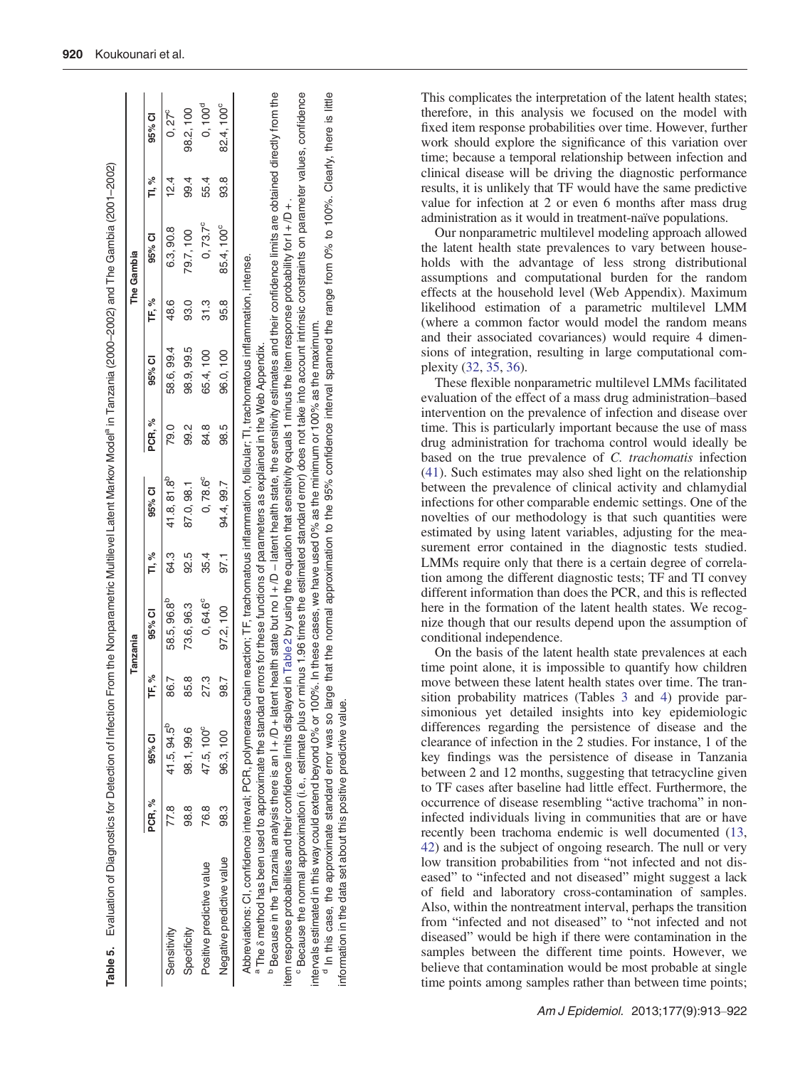**Table 5.** Evaluation of Diagnostics for Detection of Infection From the Nonparametric Multilevel Latent Markov Model[a] in Tanzania (2000–2002) and The Gambia (2001–2002)

| | Tanzania | | | | | | The Gambia | | | | | |
|---|---|---|---|---|---|---|---|---|---|---|---|---|
| | PCR, % | 95% CI | TF, % | 95% CI | TI, % | 95% CI | PCR, % | 95% CI | TF, % | 95% CI | TI, % | 95% CI |
| Sensitivity | 77.8 | 41.5, 94.5[b] | 86.7 | 58.5, 96.8[b] | 64.3 | 41.8, 81.8[b] | 79.0 | 58.6, 99.4 | 48.6 | 6.3, 90.8 | 12.4 | 0, 27[c] |
| Specificity | 98.8 | 98.1, 99.6 | 85.8 | 73.6, 96.3 | 92.5 | 87.0, 98.1 | 99.2 | 98.9, 99.5 | 93.0 | 79.7, 100 | 99.4 | 98.2, 100 |
| Positive predictive value | 76.8 | 47.5, 100[c] | 27.3 | 0, 64.6[c] | 35.4 | 0, 78.6[c] | 84.8 | 65.4, 100 | 31.3 | 0, 73.7[c] | 55.4 | 0, 100[d] |
| Negative predictive value | 98.3 | 96.3, 100 | 98.7 | 97.2, 100 | 97.1 | 94.4, 99.7 | 98.5 | 96.0, 100 | 95.8 | 85.4, 100[c] | 93.8 | 82.4, 100[c] |

Abbreviations: CI, confidence interval; PCR, polymerase chain reaction; TF, trachomatous inflammation, follicular; TI, trachomatous inflammation, intense.

[a] The δ method has been used to approximate the standard errors for these functions of parameters as explained in the Web Appendix.

[b] Because in the Tanzania analysis there is an I+/D+ latent health state but no I+/D− latent health state, the sensitivity estimates and their confidence limits are obtained directly from the item response probabilities and their confidence limits displayed in Table 2 by using the equation that sensitivity equals 1 minus the item response probability for I+/D+.

[c] Because the normal approximation (i.e., estimate plus or minus 1.96 times the estimated standard error) does not take into account intrinsic constraints on parameter values, confidence intervals estimated in this way could extend beyond 0% or 100%. In these cases, we have used 0% as the minimum or 100% as the maximum.

[d] In this case, the approximate standard error was so large that the normal approximation to the 95% confidence interval spanned the range from 0% to 100%. Clearly, there is little information in the data set about this positive predictive value.

This complicates the interpretation of the latent health states; therefore, in this analysis we focused on the model with fixed item response probabilities over time. However, further work should explore the significance of this variation over time; because a temporal relationship between infection and clinical disease will be driving the diagnostic performance results, it is unlikely that TF would have the same predictive value for infection at 2 or even 6 months after mass drug administration as it would in treatment-naïve populations.

Our nonparametric multilevel modeling approach allowed the latent health state prevalences to vary between households with the advantage of less strong distributional assumptions and computational burden for the random effects at the household level (Web Appendix). Maximum likelihood estimation of a parametric multilevel LMM (where a common factor would model the random means and their associated covariances) would require 4 dimensions of integration, resulting in large computational complexity (32, 35, 36).

These flexible nonparametric multilevel LMMs facilitated evaluation of the effect of a mass drug administration–based intervention on the prevalence of infection and disease over time. This is particularly important because the use of mass drug administration for trachoma control would ideally be based on the true prevalence of *C. trachomatis* infection (41). Such estimates may also shed light on the relationship between the prevalence of clinical activity and chlamydial infections for other comparable endemic settings. One of the novelties of our methodology is that such quantities were estimated by using latent variables, adjusting for the measurement error contained in the diagnostic tests studied. LMMs require only that there is a certain degree of correlation among the different diagnostic tests; TF and TI convey different information than does the PCR, and this is reflected here in the formation of the latent health states. We recognize though that our results depend upon the assumption of conditional independence.

On the basis of the latent health state prevalences at each time point alone, it is impossible to quantify how children move between these latent health states over time. The transition probability matrices (Tables 3 and 4) provide parsimonious yet detailed insights into key epidemiologic differences regarding the persistence of disease and the clearance of infection in the 2 studies. For instance, 1 of the key findings was the persistence of disease in Tanzania between 2 and 12 months, suggesting that tetracycline given to TF cases after baseline had little effect. Furthermore, the occurrence of disease resembling "active trachoma" in noninfected individuals living in communities that are or have recently been trachoma endemic is well documented (13, 42) and is the subject of ongoing research. The null or very low transition probabilities from "not infected and not diseased" to "infected and not diseased" might suggest a lack of field and laboratory cross-contamination of samples. Also, within the nontreatment interval, perhaps the transition from "infected and not diseased" to "not infected and not diseased" would be high if there were contamination in the samples between the different time points. However, we believe that contamination would be most probable at single time points among samples rather than between time points;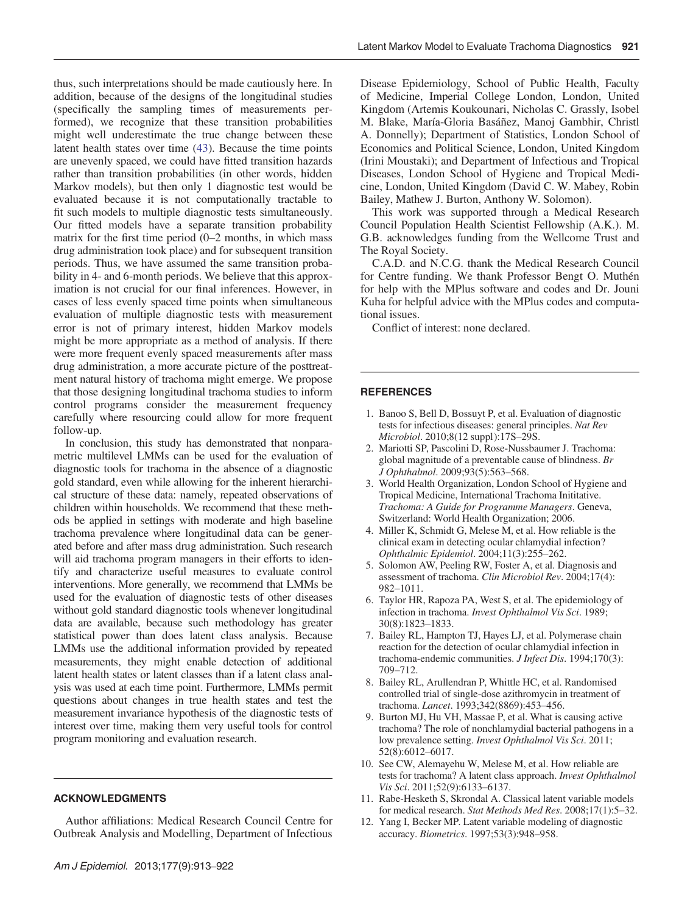thus, such interpretations should be made cautiously here. In addition, because of the designs of the longitudinal studies (specifically the sampling times of measurements performed), we recognize that these transition probabilities might well underestimate the true change between these latent health states over time (43). Because the time points are unevenly spaced, we could have fitted transition hazards rather than transition probabilities (in other words, hidden Markov models), but then only 1 diagnostic test would be evaluated because it is not computationally tractable to fit such models to multiple diagnostic tests simultaneously. Our fitted models have a separate transition probability matrix for the first time period (0–2 months, in which mass drug administration took place) and for subsequent transition periods. Thus, we have assumed the same transition probability in 4- and 6-month periods. We believe that this approximation is not crucial for our final inferences. However, in cases of less evenly spaced time points when simultaneous evaluation of multiple diagnostic tests with measurement error is not of primary interest, hidden Markov models might be more appropriate as a method of analysis. If there were more frequent evenly spaced measurements after mass drug administration, a more accurate picture of the posttreatment natural history of trachoma might emerge. We propose that those designing longitudinal trachoma studies to inform control programs consider the measurement frequency carefully where resourcing could allow for more frequent follow-up.

In conclusion, this study has demonstrated that nonparametric multilevel LMMs can be used for the evaluation of diagnostic tools for trachoma in the absence of a diagnostic gold standard, even while allowing for the inherent hierarchical structure of these data: namely, repeated observations of children within households. We recommend that these methods be applied in settings with moderate and high baseline trachoma prevalence where longitudinal data can be generated before and after mass drug administration. Such research will aid trachoma program managers in their efforts to identify and characterize useful measures to evaluate control interventions. More generally, we recommend that LMMs be used for the evaluation of diagnostic tests of other diseases without gold standard diagnostic tools whenever longitudinal data are available, because such methodology has greater statistical power than does latent class analysis. Because LMMs use the additional information provided by repeated measurements, they might enable detection of additional latent health states or latent classes than if a latent class analysis was used at each time point. Furthermore, LMMs permit questions about changes in true health states and test the measurement invariance hypothesis of the diagnostic tests of interest over time, making them very useful tools for control program monitoring and evaluation research.

## ACKNOWLEDGMENTS

Author affiliations: Medical Research Council Centre for Outbreak Analysis and Modelling, Department of Infectious Disease Epidemiology, School of Public Health, Faculty of Medicine, Imperial College London, London, United Kingdom (Artemis Koukounari, Nicholas C. Grassly, Isobel M. Blake, María-Gloria Basáñez, Manoj Gambhir, Christl A. Donnelly); Department of Statistics, London School of Economics and Political Science, London, United Kingdom (Irini Moustaki); and Department of Infectious and Tropical Diseases, London School of Hygiene and Tropical Medicine, London, United Kingdom (David C. W. Mabey, Robin Bailey, Mathew J. Burton, Anthony W. Solomon).

This work was supported through a Medical Research Council Population Health Scientist Fellowship (A.K.). M. G.B. acknowledges funding from the Wellcome Trust and The Royal Society.

C.A.D. and N.C.G. thank the Medical Research Council for Centre funding. We thank Professor Bengt O. Muthén for help with the MPlus software and codes and Dr. Jouni Kuha for helpful advice with the MPlus codes and computational issues.

Conflict of interest: none declared.

## REFERENCES

1. Banoo S, Bell D, Bossuyt P, et al. Evaluation of diagnostic tests for infectious diseases: general principles. *Nat Rev Microbiol*. 2010;8(12 suppl):17S–29S.
2. Mariotti SP, Pascolini D, Rose-Nussbaumer J. Trachoma: global magnitude of a preventable cause of blindness. *Br J Ophthalmol*. 2009;93(5):563–568.
3. World Health Organization, London School of Hygiene and Tropical Medicine, International Trachoma Inititative. *Trachoma: A Guide for Programme Managers*. Geneva, Switzerland: World Health Organization; 2006.
4. Miller K, Schmidt G, Melese M, et al. How reliable is the clinical exam in detecting ocular chlamydial infection? *Ophthalmic Epidemiol*. 2004;11(3):255–262.
5. Solomon AW, Peeling RW, Foster A, et al. Diagnosis and assessment of trachoma. *Clin Microbiol Rev*. 2004;17(4): 982–1011.
6. Taylor HR, Rapoza PA, West S, et al. The epidemiology of infection in trachoma. *Invest Ophthalmol Vis Sci*. 1989; 30(8):1823–1833.
7. Bailey RL, Hampton TJ, Hayes LJ, et al. Polymerase chain reaction for the detection of ocular chlamydial infection in trachoma-endemic communities. *J Infect Dis*. 1994;170(3): 709–712.
8. Bailey RL, Arullendran P, Whittle HC, et al. Randomised controlled trial of single-dose azithromycin in treatment of trachoma. *Lancet*. 1993;342(8869):453–456.
9. Burton MJ, Hu VH, Massae P, et al. What is causing active trachoma? The role of nonchlamydial bacterial pathogens in a low prevalence setting. *Invest Ophthalmol Vis Sci*. 2011; 52(8):6012–6017.
10. See CW, Alemayehu W, Melese M, et al. How reliable are tests for trachoma? A latent class approach. *Invest Ophthalmol Vis Sci*. 2011;52(9):6133–6137.
11. Rabe-Hesketh S, Skrondal A. Classical latent variable models for medical research. *Stat Methods Med Res*. 2008;17(1):5–32.
12. Yang I, Becker MP. Latent variable modeling of diagnostic accuracy. *Biometrics*. 1997;53(3):948–958.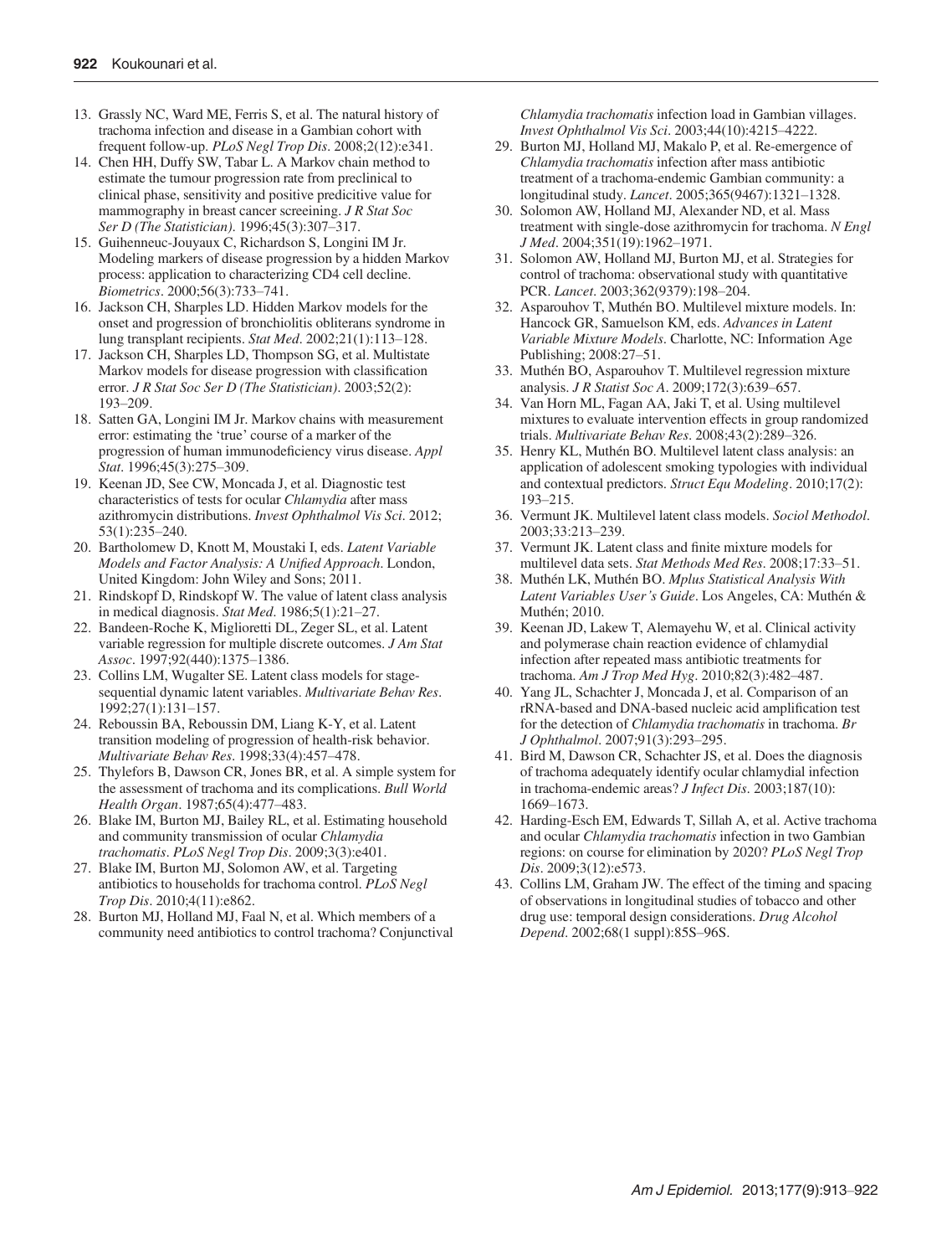13. Grassly NC, Ward ME, Ferris S, et al. The natural history of trachoma infection and disease in a Gambian cohort with frequent follow-up. *PLoS Negl Trop Dis*. 2008;2(12):e341.
14. Chen HH, Duffy SW, Tabar L. A Markov chain method to estimate the tumour progression rate from preclinical to clinical phase, sensitivity and positive predicitive value for mammography in breast cancer screeining. *J R Stat Soc Ser D (The Statistician)*. 1996;45(3):307–317.
15. Guihenneuc-Jouyaux C, Richardson S, Longini IM Jr. Modeling markers of disease progression by a hidden Markov process: application to characterizing CD4 cell decline. *Biometrics*. 2000;56(3):733–741.
16. Jackson CH, Sharples LD. Hidden Markov models for the onset and progression of bronchiolitis obliterans syndrome in lung transplant recipients. *Stat Med*. 2002;21(1):113–128.
17. Jackson CH, Sharples LD, Thompson SG, et al. Multistate Markov models for disease progression with classification error. *J R Stat Soc Ser D (The Statistician)*. 2003;52(2): 193–209.
18. Satten GA, Longini IM Jr. Markov chains with measurement error: estimating the 'true' course of a marker of the progression of human immunodeficiency virus disease. *Appl Stat*. 1996;45(3):275–309.
19. Keenan JD, See CW, Moncada J, et al. Diagnostic test characteristics of tests for ocular *Chlamydia* after mass azithromycin distributions. *Invest Ophthalmol Vis Sci*. 2012; 53(1):235–240.
20. Bartholomew D, Knott M, Moustaki I, eds. *Latent Variable Models and Factor Analysis: A Unified Approach*. London, United Kingdom: John Wiley and Sons; 2011.
21. Rindskopf D, Rindskopf W. The value of latent class analysis in medical diagnosis. *Stat Med*. 1986;5(1):21–27.
22. Bandeen-Roche K, Miglioretti DL, Zeger SL, et al. Latent variable regression for multiple discrete outcomes. *J Am Stat Assoc*. 1997;92(440):1375–1386.
23. Collins LM, Wugalter SE. Latent class models for stage-sequential dynamic latent variables. *Multivariate Behav Res*. 1992;27(1):131–157.
24. Reboussin BA, Reboussin DM, Liang K-Y, et al. Latent transition modeling of progression of health-risk behavior. *Multivariate Behav Res*. 1998;33(4):457–478.
25. Thylefors B, Dawson CR, Jones BR, et al. A simple system for the assessment of trachoma and its complications. *Bull World Health Organ*. 1987;65(4):477–483.
26. Blake IM, Burton MJ, Bailey RL, et al. Estimating household and community transmission of ocular *Chlamydia trachomatis*. *PLoS Negl Trop Dis*. 2009;3(3):e401.
27. Blake IM, Burton MJ, Solomon AW, et al. Targeting antibiotics to households for trachoma control. *PLoS Negl Trop Dis*. 2010;4(11):e862.
28. Burton MJ, Holland MJ, Faal N, et al. Which members of a community need antibiotics to control trachoma? Conjunctival *Chlamydia trachomatis* infection load in Gambian villages. *Invest Ophthalmol Vis Sci*. 2003;44(10):4215–4222.
29. Burton MJ, Holland MJ, Makalo P, et al. Re-emergence of *Chlamydia trachomatis* infection after mass antibiotic treatment of a trachoma-endemic Gambian community: a longitudinal study. *Lancet*. 2005;365(9467):1321–1328.
30. Solomon AW, Holland MJ, Alexander ND, et al. Mass treatment with single-dose azithromycin for trachoma. *N Engl J Med*. 2004;351(19):1962–1971.
31. Solomon AW, Holland MJ, Burton MJ, et al. Strategies for control of trachoma: observational study with quantitative PCR. *Lancet*. 2003;362(9379):198–204.
32. Asparouhov T, Muthén BO. Multilevel mixture models. In: Hancock GR, Samuelson KM, eds. *Advances in Latent Variable Mixture Models*. Charlotte, NC: Information Age Publishing; 2008:27–51.
33. Muthén BO, Asparouhov T. Multilevel regression mixture analysis. *J R Statist Soc A*. 2009;172(3):639–657.
34. Van Horn ML, Fagan AA, Jaki T, et al. Using multilevel mixtures to evaluate intervention effects in group randomized trials. *Multivariate Behav Res*. 2008;43(2):289–326.
35. Henry KL, Muthén BO. Multilevel latent class analysis: an application of adolescent smoking typologies with individual and contextual predictors. *Struct Equ Modeling*. 2010;17(2): 193–215.
36. Vermunt JK. Multilevel latent class models. *Sociol Methodol*. 2003;33:213–239.
37. Vermunt JK. Latent class and finite mixture models for multilevel data sets. *Stat Methods Med Res*. 2008;17:33–51.
38. Muthén LK, Muthén BO. *Mplus Statistical Analysis With Latent Variables User's Guide*. Los Angeles, CA: Muthén & Muthén; 2010.
39. Keenan JD, Lakew T, Alemayehu W, et al. Clinical activity and polymerase chain reaction evidence of chlamydial infection after repeated mass antibiotic treatments for trachoma. *Am J Trop Med Hyg*. 2010;82(3):482–487.
40. Yang JL, Schachter J, Moncada J, et al. Comparison of an rRNA-based and DNA-based nucleic acid amplification test for the detection of *Chlamydia trachomatis* in trachoma. *Br J Ophthalmol*. 2007;91(3):293–295.
41. Bird M, Dawson CR, Schachter JS, et al. Does the diagnosis of trachoma adequately identify ocular chlamydial infection in trachoma-endemic areas? *J Infect Dis*. 2003;187(10): 1669–1673.
42. Harding-Esch EM, Edwards T, Sillah A, et al. Active trachoma and ocular *Chlamydia trachomatis* infection in two Gambian regions: on course for elimination by 2020? *PLoS Negl Trop Dis*. 2009;3(12):e573.
43. Collins LM, Graham JW. The effect of the timing and spacing of observations in longitudinal studies of tobacco and other drug use: temporal design considerations. *Drug Alcohol Depend*. 2002;68(1 suppl):85S–96S.